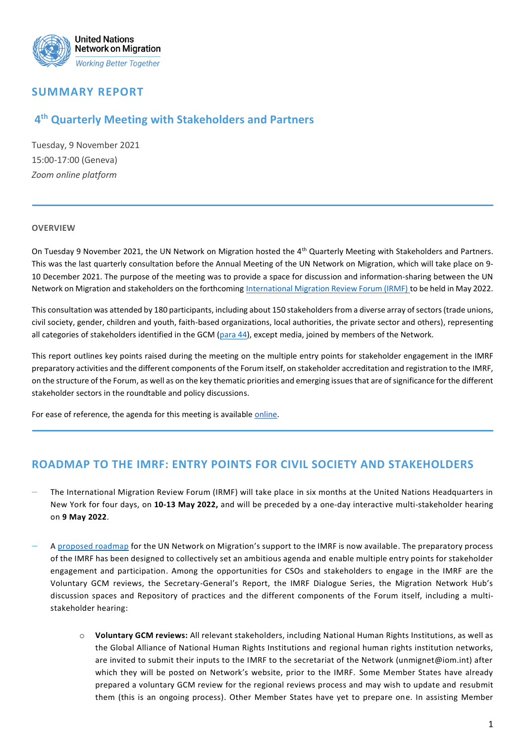United Nations
Network on Migration
*Working Better Together*

# SUMMARY REPORT

## 4th Quarterly Meeting with Stakeholders and Partners

Tuesday, 9 November 2021
15:00-17:00 (Geneva)
*Zoom online platform*

---

**OVERVIEW**

On Tuesday 9 November 2021, the UN Network on Migration hosted the 4th Quarterly Meeting with Stakeholders and Partners. This was the last quarterly consultation before the Annual Meeting of the UN Network on Migration, which will take place on 9-10 December 2021. The purpose of the meeting was to provide a space for discussion and information-sharing between the UN Network on Migration and stakeholders on the forthcoming International Migration Review Forum (IRMF) to be held in May 2022.

This consultation was attended by 180 participants, including about 150 stakeholders from a diverse array of sectors (trade unions, civil society, gender, children and youth, faith-based organizations, local authorities, the private sector and others), representing all categories of stakeholders identified in the GCM (para 44), except media, joined by members of the Network.

This report outlines key points raised during the meeting on the multiple entry points for stakeholder engagement in the IMRF preparatory activities and the different components of the Forum itself, on stakeholder accreditation and registration to the IMRF, on the structure of the Forum, as well as on the key thematic priorities and emerging issues that are of significance for the different stakeholder sectors in the roundtable and policy discussions.

For ease of reference, the agenda for this meeting is available online.

---

## ROADMAP TO THE IMRF: ENTRY POINTS FOR CIVIL SOCIETY AND STAKEHOLDERS

- The International Migration Review Forum (IRMF) will take place in six months at the United Nations Headquarters in New York for four days, on **10-13 May 2022,** and will be preceded by a one-day interactive multi-stakeholder hearing on **9 May 2022**.

- A proposed roadmap for the UN Network on Migration's support to the IMRF is now available. The preparatory process of the IMRF has been designed to collectively set an ambitious agenda and enable multiple entry points for stakeholder engagement and participation. Among the opportunities for CSOs and stakeholders to engage in the IMRF are the Voluntary GCM reviews, the Secretary-General's Report, the IMRF Dialogue Series, the Migration Network Hub's discussion spaces and Repository of practices and the different components of the Forum itself, including a multi-stakeholder hearing:

  - **Voluntary GCM reviews:** All relevant stakeholders, including National Human Rights Institutions, as well as the Global Alliance of National Human Rights Institutions and regional human rights institution networks, are invited to submit their inputs to the IMRF to the secretariat of the Network (unmignet@iom.int) after which they will be posted on Network's website, prior to the IMRF. Some Member States have already prepared a voluntary GCM review for the regional reviews process and may wish to update and resubmit them (this is an ongoing process). Other Member States have yet to prepare one. In assisting Member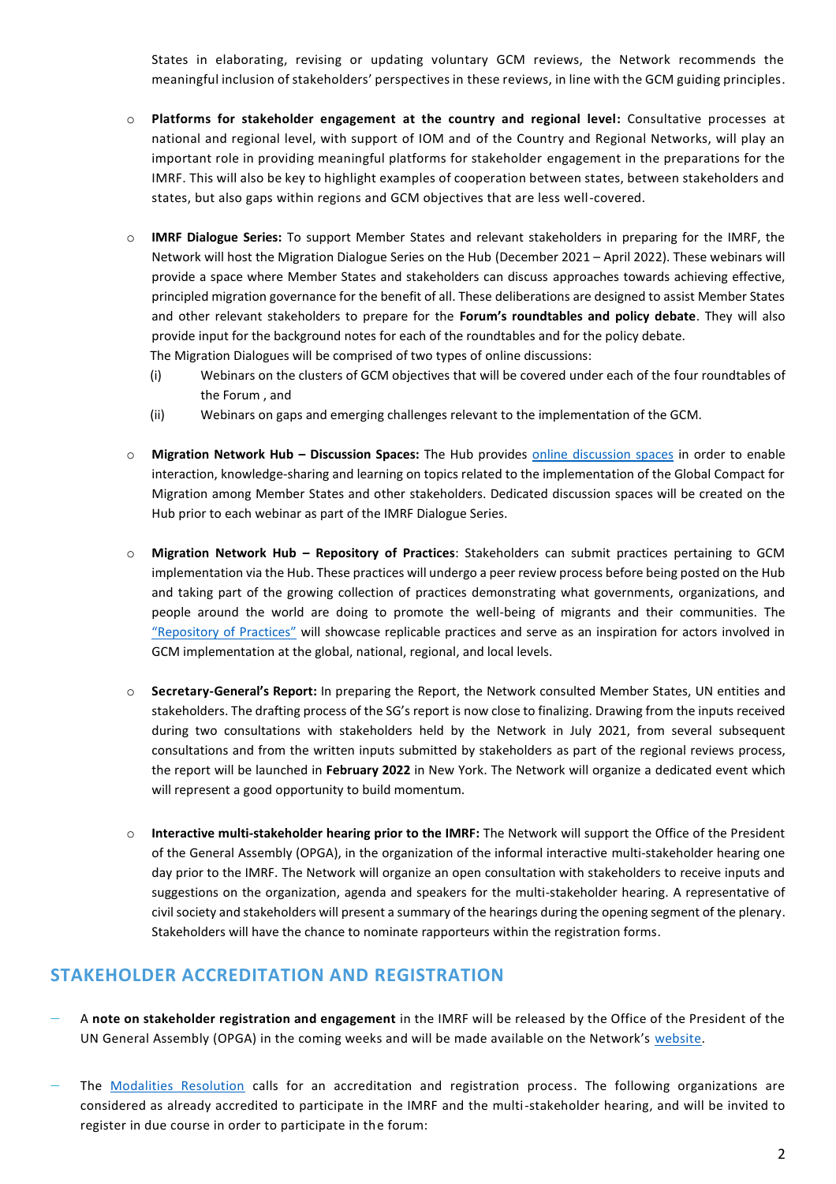States in elaborating, revising or updating voluntary GCM reviews, the Network recommends the meaningful inclusion of stakeholders' perspectives in these reviews, in line with the GCM guiding principles.

- **Platforms for stakeholder engagement at the country and regional level:** Consultative processes at national and regional level, with support of IOM and of the Country and Regional Networks, will play an important role in providing meaningful platforms for stakeholder engagement in the preparations for the IMRF. This will also be key to highlight examples of cooperation between states, between stakeholders and states, but also gaps within regions and GCM objectives that are less well-covered.

- **IMRF Dialogue Series:** To support Member States and relevant stakeholders in preparing for the IMRF, the Network will host the Migration Dialogue Series on the Hub (December 2021 – April 2022). These webinars will provide a space where Member States and stakeholders can discuss approaches towards achieving effective, principled migration governance for the benefit of all. These deliberations are designed to assist Member States and other relevant stakeholders to prepare for the **Forum's roundtables and policy debate**. They will also provide input for the background notes for each of the roundtables and for the policy debate.
  The Migration Dialogues will be comprised of two types of online discussions:
  (i) Webinars on the clusters of GCM objectives that will be covered under each of the four roundtables of the Forum , and
  (ii) Webinars on gaps and emerging challenges relevant to the implementation of the GCM.

- **Migration Network Hub – Discussion Spaces:** The Hub provides online discussion spaces in order to enable interaction, knowledge-sharing and learning on topics related to the implementation of the Global Compact for Migration among Member States and other stakeholders. Dedicated discussion spaces will be created on the Hub prior to each webinar as part of the IMRF Dialogue Series.

- **Migration Network Hub – Repository of Practices**: Stakeholders can submit practices pertaining to GCM implementation via the Hub. These practices will undergo a peer review process before being posted on the Hub and taking part of the growing collection of practices demonstrating what governments, organizations, and people around the world are doing to promote the well-being of migrants and their communities. The "Repository of Practices" will showcase replicable practices and serve as an inspiration for actors involved in GCM implementation at the global, national, regional, and local levels.

- **Secretary-General's Report:** In preparing the Report, the Network consulted Member States, UN entities and stakeholders. The drafting process of the SG's report is now close to finalizing. Drawing from the inputs received during two consultations with stakeholders held by the Network in July 2021, from several subsequent consultations and from the written inputs submitted by stakeholders as part of the regional reviews process, the report will be launched in **February 2022** in New York. The Network will organize a dedicated event which will represent a good opportunity to build momentum.

- **Interactive multi-stakeholder hearing prior to the IMRF:** The Network will support the Office of the President of the General Assembly (OPGA), in the organization of the informal interactive multi-stakeholder hearing one day prior to the IMRF. The Network will organize an open consultation with stakeholders to receive inputs and suggestions on the organization, agenda and speakers for the multi-stakeholder hearing. A representative of civil society and stakeholders will present a summary of the hearings during the opening segment of the plenary. Stakeholders will have the chance to nominate rapporteurs within the registration forms.

## STAKEHOLDER ACCREDITATION AND REGISTRATION

- A **note on stakeholder registration and engagement** in the IMRF will be released by the Office of the President of the UN General Assembly (OPGA) in the coming weeks and will be made available on the Network's website.

- The Modalities Resolution calls for an accreditation and registration process. The following organizations are considered as already accredited to participate in the IMRF and the multi-stakeholder hearing, and will be invited to register in due course in order to participate in the forum: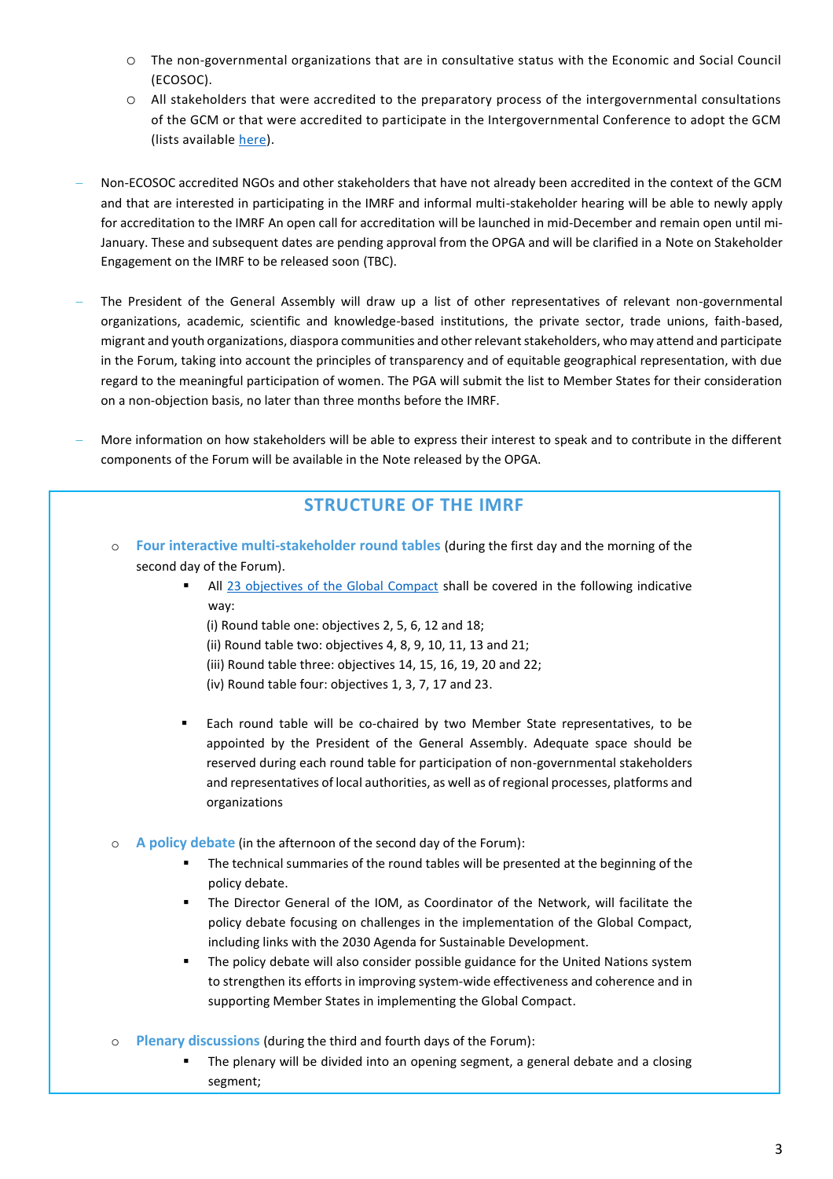- The non-governmental organizations that are in consultative status with the Economic and Social Council (ECOSOC).
  - All stakeholders that were accredited to the preparatory process of the intergovernmental consultations of the GCM or that were accredited to participate in the Intergovernmental Conference to adopt the GCM (lists available here).

- Non-ECOSOC accredited NGOs and other stakeholders that have not already been accredited in the context of the GCM and that are interested in participating in the IMRF and informal multi-stakeholder hearing will be able to newly apply for accreditation to the IMRF An open call for accreditation will be launched in mid-December and remain open until mi-January. These and subsequent dates are pending approval from the OPGA and will be clarified in a Note on Stakeholder Engagement on the IMRF to be released soon (TBC).

- The President of the General Assembly will draw up a list of other representatives of relevant non-governmental organizations, academic, scientific and knowledge-based institutions, the private sector, trade unions, faith-based, migrant and youth organizations, diaspora communities and other relevant stakeholders, who may attend and participate in the Forum, taking into account the principles of transparency and of equitable geographical representation, with due regard to the meaningful participation of women. The PGA will submit the list to Member States for their consideration on a non-objection basis, no later than three months before the IMRF.

- More information on how stakeholders will be able to express their interest to speak and to contribute in the different components of the Forum will be available in the Note released by the OPGA.

## STRUCTURE OF THE IMRF

- **Four interactive multi-stakeholder round tables** (during the first day and the morning of the second day of the Forum).
  - All 23 objectives of the Global Compact shall be covered in the following indicative way:
    (i) Round table one: objectives 2, 5, 6, 12 and 18;
    (ii) Round table two: objectives 4, 8, 9, 10, 11, 13 and 21;
    (iii) Round table three: objectives 14, 15, 16, 19, 20 and 22;
    (iv) Round table four: objectives 1, 3, 7, 17 and 23.
  - Each round table will be co-chaired by two Member State representatives, to be appointed by the President of the General Assembly. Adequate space should be reserved during each round table for participation of non-governmental stakeholders and representatives of local authorities, as well as of regional processes, platforms and organizations

- **A policy debate** (in the afternoon of the second day of the Forum):
  - The technical summaries of the round tables will be presented at the beginning of the policy debate.
  - The Director General of the IOM, as Coordinator of the Network, will facilitate the policy debate focusing on challenges in the implementation of the Global Compact, including links with the 2030 Agenda for Sustainable Development.
  - The policy debate will also consider possible guidance for the United Nations system to strengthen its efforts in improving system-wide effectiveness and coherence and in supporting Member States in implementing the Global Compact.

- **Plenary discussions** (during the third and fourth days of the Forum):
  - The plenary will be divided into an opening segment, a general debate and a closing segment;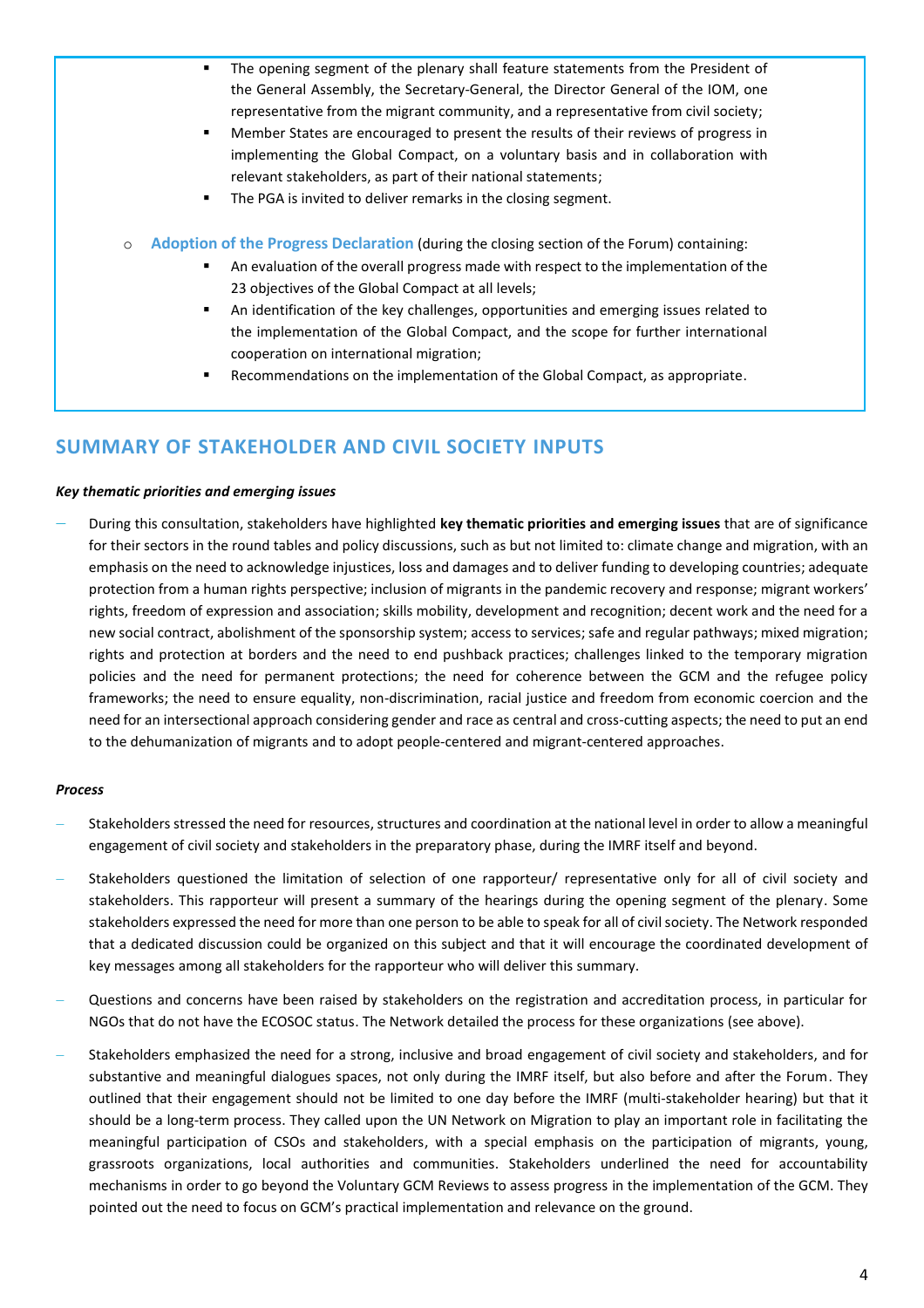- The opening segment of the plenary shall feature statements from the President of the General Assembly, the Secretary-General, the Director General of the IOM, one representative from the migrant community, and a representative from civil society;
   - Member States are encouraged to present the results of their reviews of progress in implementing the Global Compact, on a voluntary basis and in collaboration with relevant stakeholders, as part of their national statements;
   - The PGA is invited to deliver remarks in the closing segment.

- **Adoption of the Progress Declaration** (during the closing section of the Forum) containing:
   - An evaluation of the overall progress made with respect to the implementation of the 23 objectives of the Global Compact at all levels;
   - An identification of the key challenges, opportunities and emerging issues related to the implementation of the Global Compact, and the scope for further international cooperation on international migration;
   - Recommendations on the implementation of the Global Compact, as appropriate.

## SUMMARY OF STAKEHOLDER AND CIVIL SOCIETY INPUTS

***Key thematic priorities and emerging issues***

- During this consultation, stakeholders have highlighted **key thematic priorities and emerging issues** that are of significance for their sectors in the round tables and policy discussions, such as but not limited to: climate change and migration, with an emphasis on the need to acknowledge injustices, loss and damages and to deliver funding to developing countries; adequate protection from a human rights perspective; inclusion of migrants in the pandemic recovery and response; migrant workers' rights, freedom of expression and association; skills mobility, development and recognition; decent work and the need for a new social contract, abolishment of the sponsorship system; access to services; safe and regular pathways; mixed migration; rights and protection at borders and the need to end pushback practices; challenges linked to the temporary migration policies and the need for permanent protections; the need for coherence between the GCM and the refugee policy frameworks; the need to ensure equality, non-discrimination, racial justice and freedom from economic coercion and the need for an intersectional approach considering gender and race as central and cross-cutting aspects; the need to put an end to the dehumanization of migrants and to adopt people-centered and migrant-centered approaches.

***Process***

- Stakeholders stressed the need for resources, structures and coordination at the national level in order to allow a meaningful engagement of civil society and stakeholders in the preparatory phase, during the IMRF itself and beyond.
- Stakeholders questioned the limitation of selection of one rapporteur/ representative only for all of civil society and stakeholders. This rapporteur will present a summary of the hearings during the opening segment of the plenary. Some stakeholders expressed the need for more than one person to be able to speak for all of civil society. The Network responded that a dedicated discussion could be organized on this subject and that it will encourage the coordinated development of key messages among all stakeholders for the rapporteur who will deliver this summary.
- Questions and concerns have been raised by stakeholders on the registration and accreditation process, in particular for NGOs that do not have the ECOSOC status. The Network detailed the process for these organizations (see above).
- Stakeholders emphasized the need for a strong, inclusive and broad engagement of civil society and stakeholders, and for substantive and meaningful dialogues spaces, not only during the IMRF itself, but also before and after the Forum. They outlined that their engagement should not be limited to one day before the IMRF (multi-stakeholder hearing) but that it should be a long-term process. They called upon the UN Network on Migration to play an important role in facilitating the meaningful participation of CSOs and stakeholders, with a special emphasis on the participation of migrants, young, grassroots organizations, local authorities and communities. Stakeholders underlined the need for accountability mechanisms in order to go beyond the Voluntary GCM Reviews to assess progress in the implementation of the GCM. They pointed out the need to focus on GCM's practical implementation and relevance on the ground.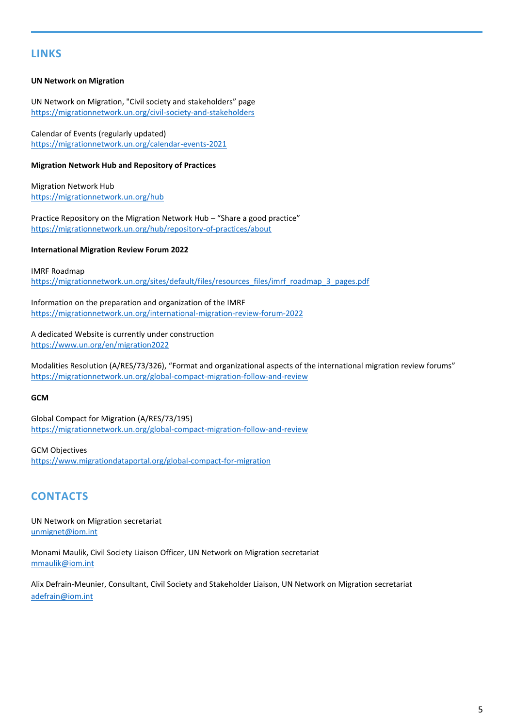## LINKS

**UN Network on Migration**

UN Network on Migration, "Civil society and stakeholders" page
https://migrationnetwork.un.org/civil-society-and-stakeholders

Calendar of Events (regularly updated)
https://migrationnetwork.un.org/calendar-events-2021

**Migration Network Hub and Repository of Practices**

Migration Network Hub
https://migrationnetwork.un.org/hub

Practice Repository on the Migration Network Hub – "Share a good practice"
https://migrationnetwork.un.org/hub/repository-of-practices/about

**International Migration Review Forum 2022**

IMRF Roadmap
https://migrationnetwork.un.org/sites/default/files/resources_files/imrf_roadmap_3_pages.pdf

Information on the preparation and organization of the IMRF
https://migrationnetwork.un.org/international-migration-review-forum-2022

A dedicated Website is currently under construction
https://www.un.org/en/migration2022

Modalities Resolution (A/RES/73/326), "Format and organizational aspects of the international migration review forums"
https://migrationnetwork.un.org/global-compact-migration-follow-and-review

**GCM**

Global Compact for Migration (A/RES/73/195)
https://migrationnetwork.un.org/global-compact-migration-follow-and-review

GCM Objectives
https://www.migrationdataportal.org/global-compact-for-migration

## CONTACTS

UN Network on Migration secretariat
unmignet@iom.int

Monami Maulik, Civil Society Liaison Officer, UN Network on Migration secretariat
mmaulik@iom.int

Alix Defrain-Meunier, Consultant, Civil Society and Stakeholder Liaison, UN Network on Migration secretariat
adefrain@iom.int